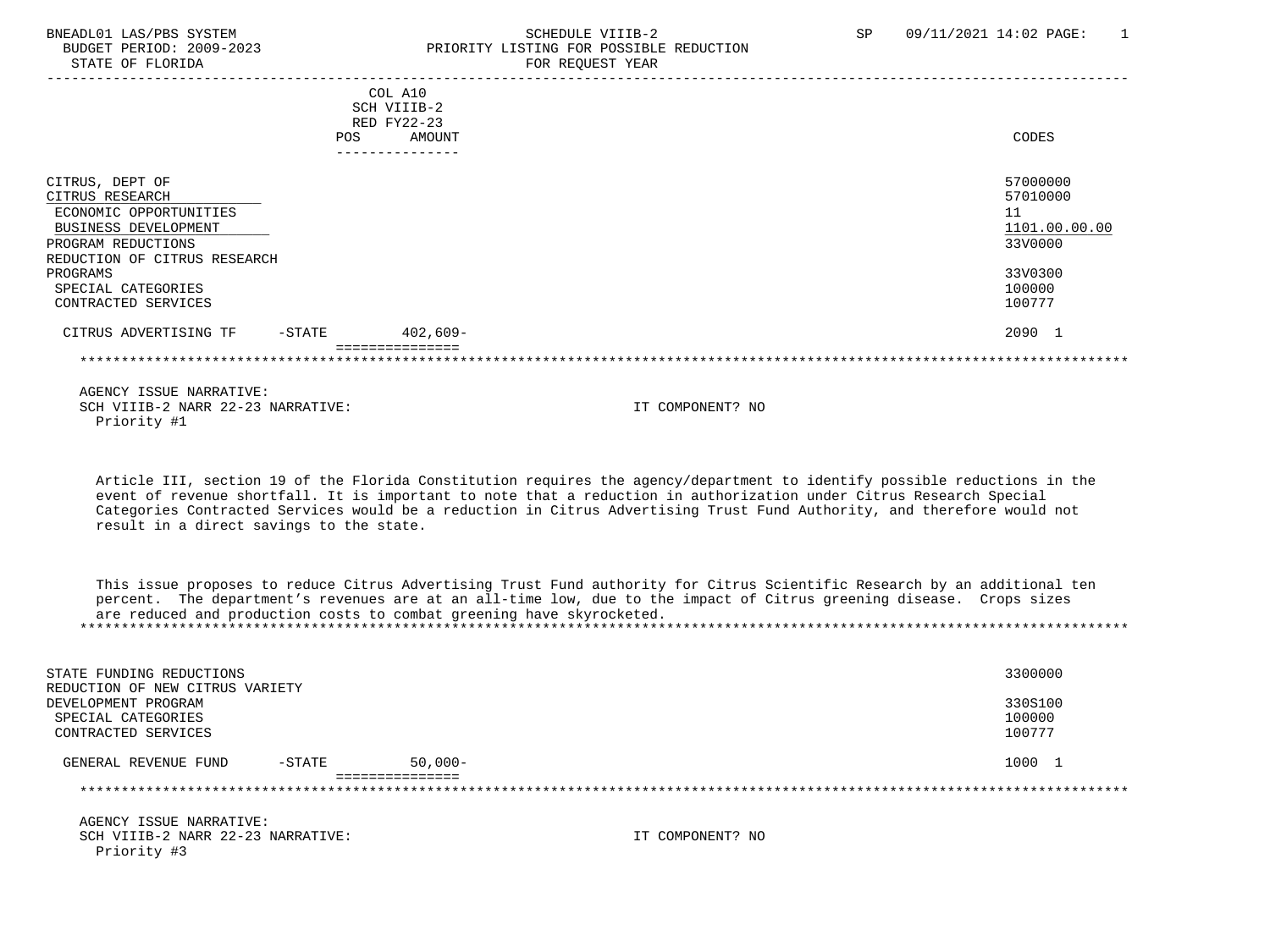BNEADL01 LAS/PBS SYSTEM — SCHEDULE VIIIB-2 — SP 09/11/2021 14:02

BUDGET PERIOD: 2009-2023 — PRIORITY LISTING FOR POSSIBLE REDUCTION

STATE OF FLORIDA — FOR REQUEST YEAR

| | COL A10 SCH VIIIB-2 RED FY22-23 POS AMOUNT | CODES |
|---|---|---|
| CITRUS, DEPT OF | | 57000000 |
| CITRUS RESEARCH | | 57010000 |
| ECONOMIC OPPORTUNITIES | | 11 |
| BUSINESS DEVELOPMENT | | 1101.00.00.00 |
| PROGRAM REDUCTIONS | | 33V0000 |
| REDUCTION OF CITRUS RESEARCH PROGRAMS | | 33V0300 |
| SPECIAL CATEGORIES | | 100000 |
| CONTRACTED SERVICES | | 100777 |
| CITRUS ADVERTISING TF -STATE | 402,609- | 2090 1 |

AGENCY ISSUE NARRATIVE:

SCH VIIIB-2 NARR 22-23 NARRATIVE: IT COMPONENT? NO

Priority #1

Article III, section 19 of the Florida Constitution requires the agency/department to identify possible reductions in the event of revenue shortfall. It is important to note that a reduction in authorization under Citrus Research Special Categories Contracted Services would be a reduction in Citrus Advertising Trust Fund Authority, and therefore would not result in a direct savings to the state.

This issue proposes to reduce Citrus Advertising Trust Fund authority for Citrus Scientific Research by an additional ten percent. The department's revenues are at an all-time low, due to the impact of Citrus greening disease. Crops sizes are reduced and production costs to combat greening have skyrocketed.

| | POS AMOUNT | CODES |
|---|---|---|
| STATE FUNDING REDUCTIONS | | 3300000 |
| REDUCTION OF NEW CITRUS VARIETY DEVELOPMENT PROGRAM | | 330S100 |
| SPECIAL CATEGORIES | | 100000 |
| CONTRACTED SERVICES | | 100777 |
| GENERAL REVENUE FUND -STATE | 50,000- | 1000 1 |

AGENCY ISSUE NARRATIVE:

SCH VIIIB-2 NARR 22-23 NARRATIVE: IT COMPONENT? NO

Priority #3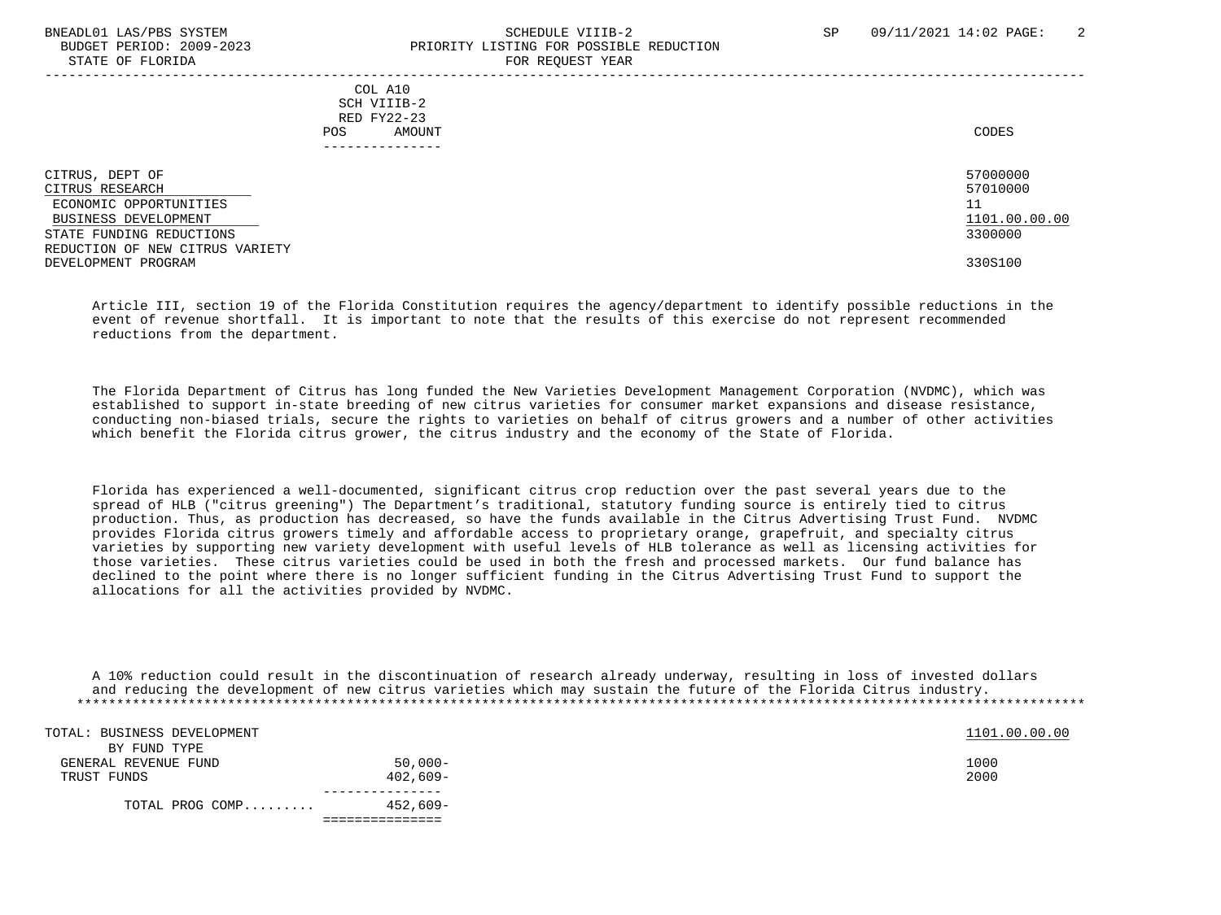| | COL A10 SCH VIIIB-2 RED FY22-23 POS AMOUNT | CODES |
|---|---|---|
| CITRUS, DEPT OF | | 57000000 |
| CITRUS RESEARCH | | 57010000 |
| ECONOMIC OPPORTUNITIES | | 11 |
| BUSINESS DEVELOPMENT | | 1101.00.00.00 |
| STATE FUNDING REDUCTIONS | | 3300000 |
| REDUCTION OF NEW CITRUS VARIETY DEVELOPMENT PROGRAM | | 330S100 |

Article III, section 19 of the Florida Constitution requires the agency/department to identify possible reductions in the event of revenue shortfall. It is important to note that the results of this exercise do not represent recommended reductions from the department.

The Florida Department of Citrus has long funded the New Varieties Development Management Corporation (NVDMC), which was established to support in-state breeding of new citrus varieties for consumer market expansions and disease resistance, conducting non-biased trials, secure the rights to varieties on behalf of citrus growers and a number of other activities which benefit the Florida citrus grower, the citrus industry and the economy of the State of Florida.

Florida has experienced a well-documented, significant citrus crop reduction over the past several years due to the spread of HLB ("citrus greening") The Department's traditional, statutory funding source is entirely tied to citrus production. Thus, as production has decreased, so have the funds available in the Citrus Advertising Trust Fund. NVDMC provides Florida citrus growers timely and affordable access to proprietary orange, grapefruit, and specialty citrus varieties by supporting new variety development with useful levels of HLB tolerance as well as licensing activities for those varieties. These citrus varieties could be used in both the fresh and processed markets. Our fund balance has declined to the point where there is no longer sufficient funding in the Citrus Advertising Trust Fund to support the allocations for all the activities provided by NVDMC.

A 10% reduction could result in the discontinuation of research already underway, resulting in loss of invested dollars and reducing the development of new citrus varieties which may sustain the future of the Florida Citrus industry.

| | AMOUNT | CODES |
|---|---|---|
| TOTAL: BUSINESS DEVELOPMENT | | 1101.00.00.00 |
| BY FUND TYPE | | |
| GENERAL REVENUE FUND | 50,000- | 1000 |
| TRUST FUNDS | 402,609- | 2000 |
| TOTAL PROG COMP......... | 452,609- | |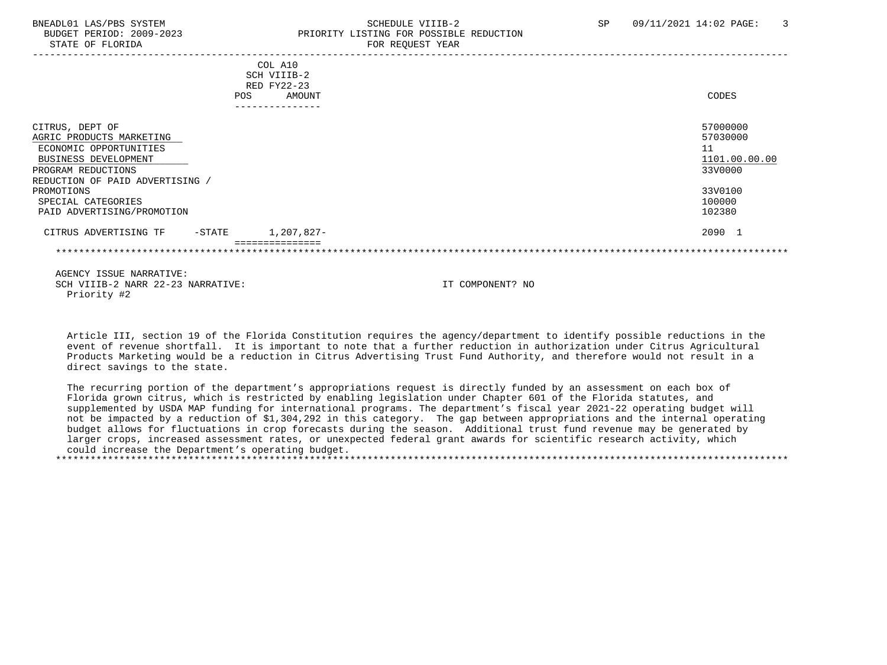SCHEDULE VIIIB-2
PRIORITY LISTING FOR POSSIBLE REDUCTION
FOR REQUEST YEAR

| | COL A10 SCH VIIIB-2 RED FY22-23 POS AMOUNT | CODES |
|---|---|---|
| CITRUS, DEPT OF | | 57000000 |
| AGRIC PRODUCTS MARKETING | | 57030000 |
| ECONOMIC OPPORTUNITIES | | 11 |
| BUSINESS DEVELOPMENT | | 1101.00.00.00 |
| PROGRAM REDUCTIONS | | 33V0000 |
| REDUCTION OF PAID ADVERTISING / PROMOTIONS | | 33V0100 |
| SPECIAL CATEGORIES | | 100000 |
| PAID ADVERTISING/PROMOTION | | 102380 |
| CITRUS ADVERTISING TF -STATE | 1,207,827- | 2090 1 |

AGENCY ISSUE NARRATIVE:
SCH VIIIB-2 NARR 22-23 NARRATIVE: IT COMPONENT? NO
Priority #2

Article III, section 19 of the Florida Constitution requires the agency/department to identify possible reductions in the event of revenue shortfall. It is important to note that a further reduction in authorization under Citrus Agricultural Products Marketing would be a reduction in Citrus Advertising Trust Fund Authority, and therefore would not result in a direct savings to the state.

The recurring portion of the department's appropriations request is directly funded by an assessment on each box of Florida grown citrus, which is restricted by enabling legislation under Chapter 601 of the Florida statutes, and supplemented by USDA MAP funding for international programs. The department's fiscal year 2021-22 operating budget will not be impacted by a reduction of $1,304,292 in this category. The gap between appropriations and the internal operating budget allows for fluctuations in crop forecasts during the season. Additional trust fund revenue may be generated by larger crops, increased assessment rates, or unexpected federal grant awards for scientific research activity, which could increase the Department's operating budget.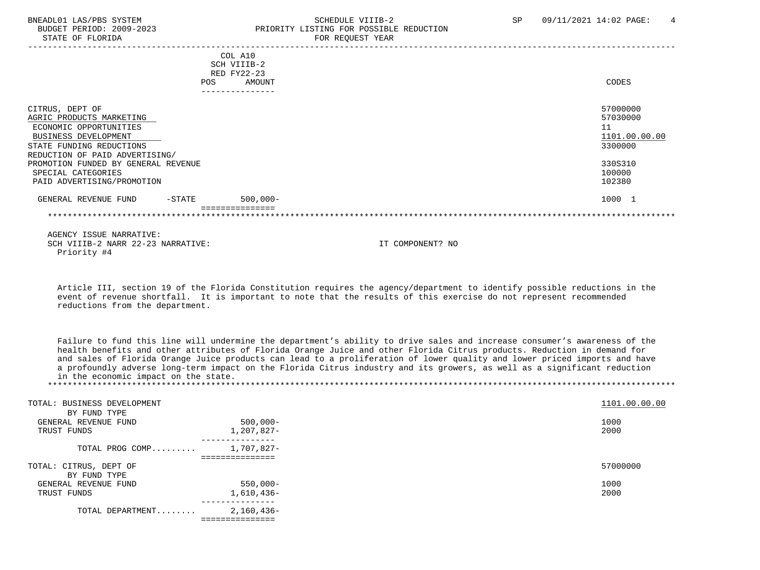| | COL A10 SCH VIIIB-2 RED FY22-23 POS | AMOUNT | CODES |
|---|---|---|---|
| CITRUS, DEPT OF | | | 57000000 |
| AGRIC PRODUCTS MARKETING | | | 57030000 |
| ECONOMIC OPPORTUNITIES | | | 11 |
| BUSINESS DEVELOPMENT | | | 1101.00.00.00 |
| STATE FUNDING REDUCTIONS | | | 3300000 |
| REDUCTION OF PAID ADVERTISING/ PROMOTION FUNDED BY GENERAL REVENUE | | | 330S310 |
| SPECIAL CATEGORIES | | | 100000 |
| PAID ADVERTISING/PROMOTION | | | 102380 |
| GENERAL REVENUE FUND -STATE | | 500,000- | 1000 1 |

AGENCY ISSUE NARRATIVE:
SCH VIIIB-2 NARR 22-23 NARRATIVE: IT COMPONENT? NO
Priority #4

Article III, section 19 of the Florida Constitution requires the agency/department to identify possible reductions in the event of revenue shortfall. It is important to note that the results of this exercise do not represent recommended reductions from the department.

Failure to fund this line will undermine the department's ability to drive sales and increase consumer's awareness of the health benefits and other attributes of Florida Orange Juice and other Florida Citrus products. Reduction in demand for and sales of Florida Orange Juice products can lead to a proliferation of lower quality and lower priced imports and have a profoundly adverse long-term impact on the Florida Citrus industry and its growers, as well as a significant reduction in the economic impact on the state.

| | AMOUNT | CODES |
|---|---|---|
| TOTAL: BUSINESS DEVELOPMENT | | 1101.00.00.00 |
| BY FUND TYPE | | |
| GENERAL REVENUE FUND | 500,000- | 1000 |
| TRUST FUNDS | 1,207,827- | 2000 |
| TOTAL PROG COMP......... | 1,707,827- | |
| TOTAL: CITRUS, DEPT OF | | 57000000 |
| BY FUND TYPE | | |
| GENERAL REVENUE FUND | 550,000- | 1000 |
| TRUST FUNDS | 1,610,436- | 2000 |
| TOTAL DEPARTMENT........ | 2,160,436- | |